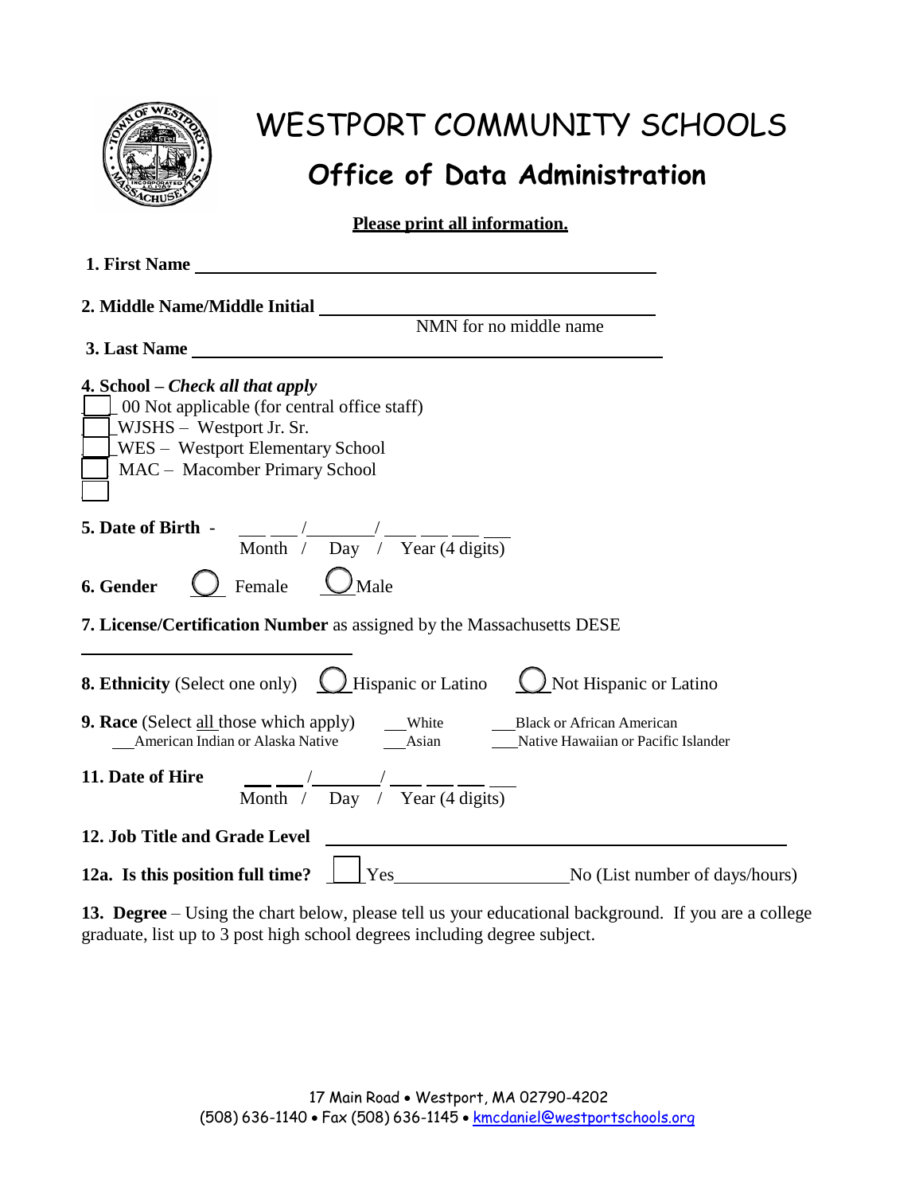# WESTPORT COMMUNITY SCHOOLS

## Office of Data Administration

**Please print all information.**

**1. First Name** ________________________________________________

**2. Middle Name/Middle Initial** ________________________________
NMN for no middle name

**3. Last Name** ________________________________________________

**4. School –** ***Check all that apply***

- ☐ 00 Not applicable (for central office staff)
- ☐ WJSHS – Westport Jr. Sr.
- ☐ WES – Westport Elementary School
- ☐ MAC – Macomber Primary School
- ☐

**5. Date of Birth** - ___ ___ / _______ / ___ ___ ___ ___
Month / Day / Year (4 digits)

**6. Gender** ◯ Female ◯ Male

**7. License/Certification Number** as assigned by the Massachusetts DESE

________________________________

**8. Ethnicity** (Select one only) ◯ Hispanic or Latino ◯ Not Hispanic or Latino

**9. Race** (Select all those which apply) ___White ___Black or African American
___American Indian or Alaska Native ___Asian ___Native Hawaiian or Pacific Islander

**11. Date of Hire** ___ ___ / _______ / ___ ___ ___ ___
Month / Day / Year (4 digits)

**12. Job Title and Grade Level** ________________________________________________

**12a. Is this position full time?** ☐ Yes____________________ No (List number of days/hours)

**13. Degree** – Using the chart below, please tell us your educational background. If you are a college graduate, list up to 3 post high school degrees including degree subject.

17 Main Road • Westport, MA 02790-4202
(508) 636-1140 • Fax (508) 636-1145 • kmcdaniel@westportschools.org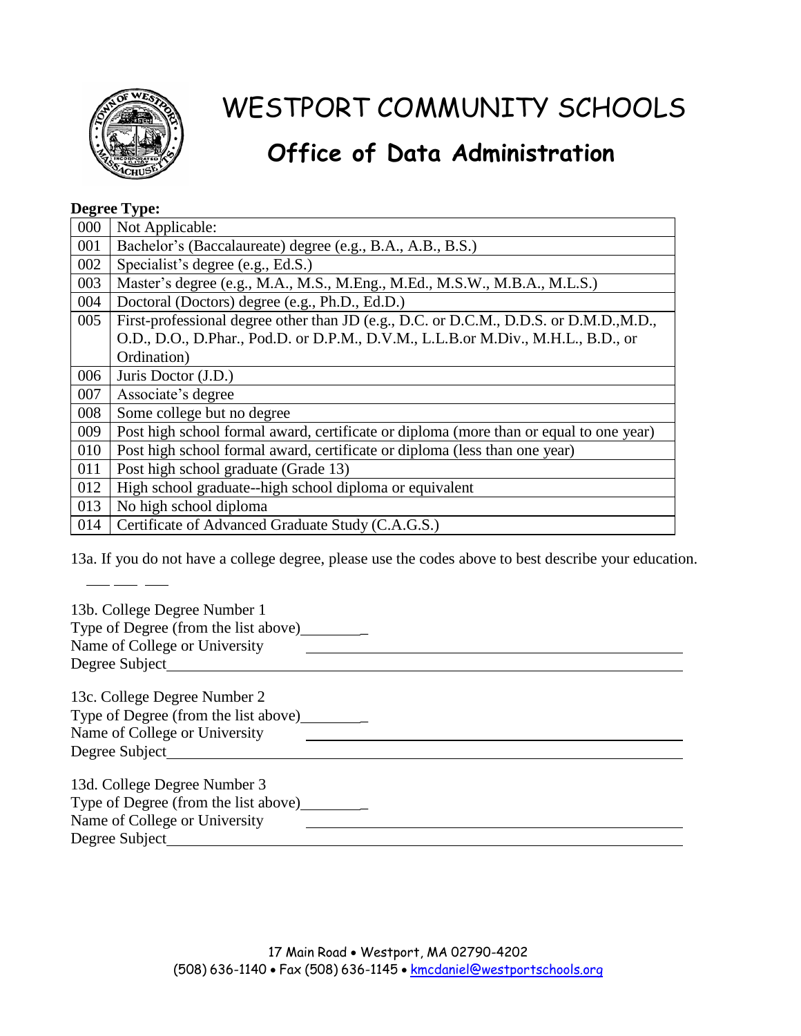# WESTPORT COMMUNITY SCHOOLS

## Office of Data Administration

**Degree Type:**

| Code | Description |
|---|---|
| 000 | Not Applicable: |
| 001 | Bachelor's (Baccalaureate) degree (e.g., B.A., A.B., B.S.) |
| 002 | Specialist's degree (e.g., Ed.S.) |
| 003 | Master's degree (e.g., M.A., M.S., M.Eng., M.Ed., M.S.W., M.B.A., M.L.S.) |
| 004 | Doctoral (Doctors) degree (e.g., Ph.D., Ed.D.) |
| 005 | First-professional degree other than JD (e.g., D.C. or D.C.M., D.D.S. or D.M.D.,M.D., O.D., D.O., D.Phar., Pod.D. or D.P.M., D.V.M., L.L.B.or M.Div., M.H.L., B.D., or Ordination) |
| 006 | Juris Doctor (J.D.) |
| 007 | Associate's degree |
| 008 | Some college but no degree |
| 009 | Post high school formal award, certificate or diploma (more than or equal to one year) |
| 010 | Post high school formal award, certificate or diploma (less than one year) |
| 011 | Post high school graduate (Grade 13) |
| 012 | High school graduate--high school diploma or equivalent |
| 013 | No high school diploma |
| 014 | Certificate of Advanced Graduate Study (C.A.G.S.) |

13a. If you do not have a college degree, please use the codes above to best describe your education.

___ ___ ___

13b. College Degree Number 1
Type of Degree (from the list above)________
Name of College or University ________________________________________
Degree Subject________________________________________________________

13c. College Degree Number 2
Type of Degree (from the list above)________
Name of College or University ________________________________________
Degree Subject________________________________________________________

13d. College Degree Number 3
Type of Degree (from the list above)________
Name of College or University ________________________________________
Degree Subject________________________________________________________

17 Main Road • Westport, MA 02790-4202
(508) 636-1140 • Fax (508) 636-1145 • kmcdaniel@westportschools.org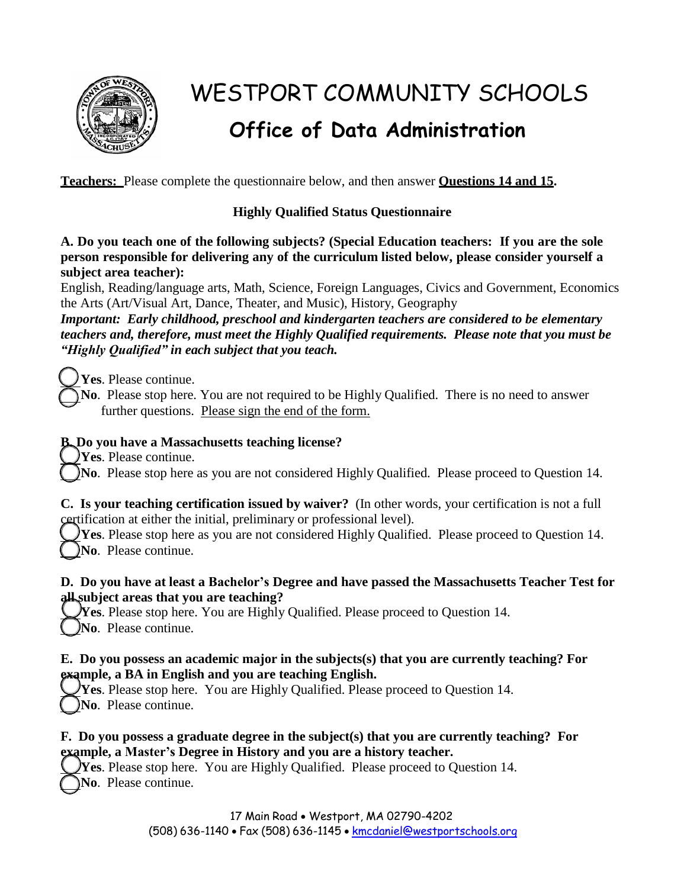# WESTPORT COMMUNITY SCHOOLS

## Office of Data Administration

**Teachers:** Please complete the questionnaire below, and then answer **Questions 14 and 15**.

### Highly Qualified Status Questionnaire

**A. Do you teach one of the following subjects? (Special Education teachers: If you are the sole person responsible for delivering any of the curriculum listed below, please consider yourself a subject area teacher):**

English, Reading/language arts, Math, Science, Foreign Languages, Civics and Government, Economics the Arts (Art/Visual Art, Dance, Theater, and Music), History, Geography

***Important: Early childhood, preschool and kindergarten teachers are considered to be elementary teachers and, therefore, must meet the Highly Qualified requirements. Please note that you must be "Highly Qualified" in each subject that you teach.***

◯ **Yes**. Please continue.

◯ **No**. Please stop here. You are not required to be Highly Qualified. There is no need to answer further questions. Please sign the end of the form.

**B. Do you have a Massachusetts teaching license?**

◯ **Yes**. Please continue.

◯ **No**. Please stop here as you are not considered Highly Qualified. Please proceed to Question 14.

**C. Is your teaching certification issued by waiver?** (In other words, your certification is not a full certification at either the initial, preliminary or professional level).

◯ **Yes**. Please stop here as you are not considered Highly Qualified. Please proceed to Question 14.

◯ **No**. Please continue.

**D. Do you have at least a Bachelor's Degree and have passed the Massachusetts Teacher Test for all subject areas that you are teaching?**

◯ **Yes**. Please stop here. You are Highly Qualified. Please proceed to Question 14.

◯ **No**. Please continue.

**E. Do you possess an academic major in the subjects(s) that you are currently teaching? For example, a BA in English and you are teaching English.**

◯ **Yes**. Please stop here. You are Highly Qualified. Please proceed to Question 14.

◯ **No**. Please continue.

**F. Do you possess a graduate degree in the subject(s) that you are currently teaching? For example, a Master's Degree in History and you are a history teacher.**

◯ **Yes**. Please stop here. You are Highly Qualified. Please proceed to Question 14.

◯ **No**. Please continue.

17 Main Road • Westport, MA 02790-4202
(508) 636-1140 • Fax (508) 636-1145 • kmcdaniel@westportschools.org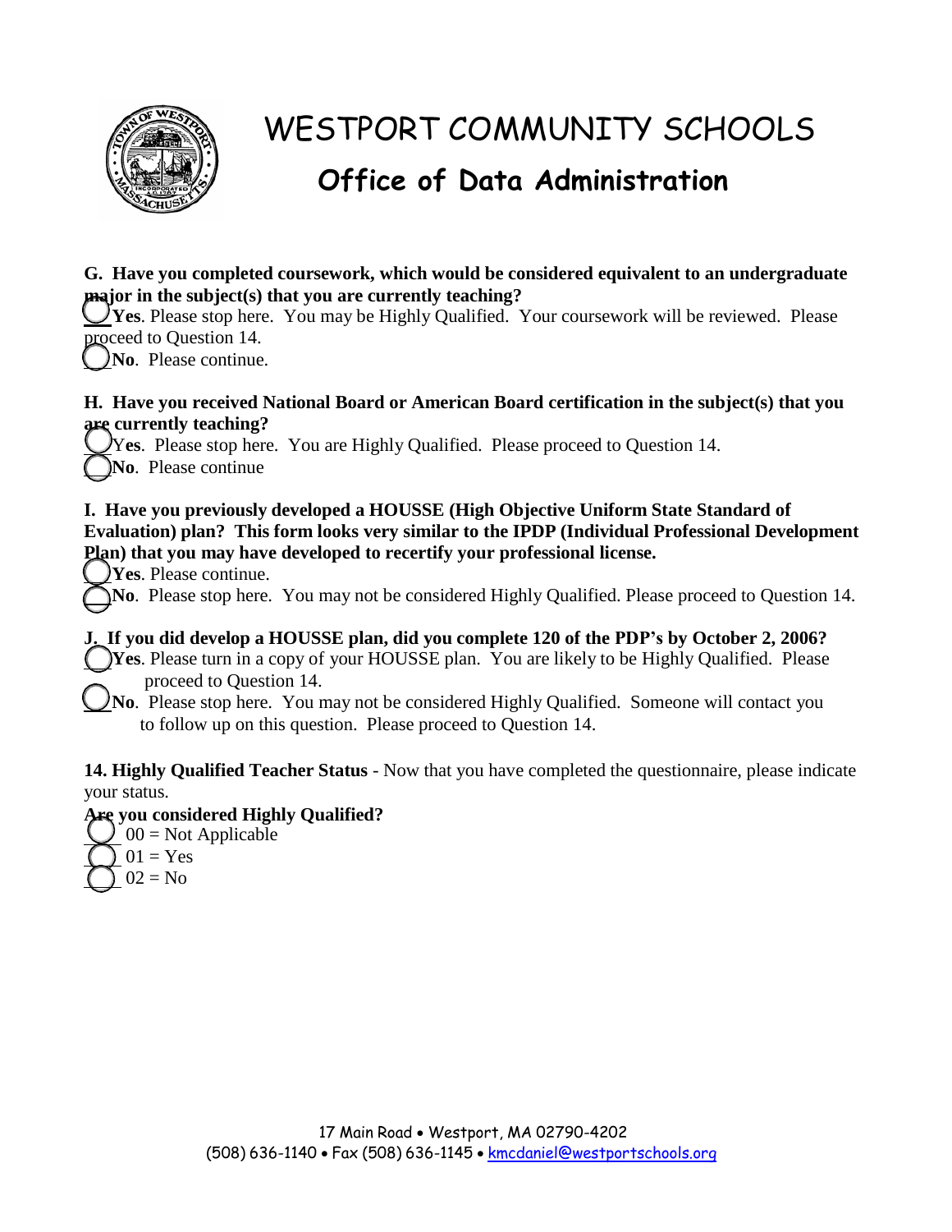# WESTPORT COMMUNITY SCHOOLS

## Office of Data Administration

**G. Have you completed coursework, which would be considered equivalent to an undergraduate major in the subject(s) that you are currently teaching?**

◯ **Yes**. Please stop here. You may be Highly Qualified. Your coursework will be reviewed. Please proceed to Question 14.

◯ **No**. Please continue.

**H. Have you received National Board or American Board certification in the subject(s) that you are currently teaching?**

◯ Y**es**. Please stop here. You are Highly Qualified. Please proceed to Question 14.

◯ **No**. Please continue

**I. Have you previously developed a HOUSSE (High Objective Uniform State Standard of Evaluation) plan? This form looks very similar to the IPDP (Individual Professional Development Plan) that you may have developed to recertify your professional license.**

◯ **Yes**. Please continue.

◯ **No**. Please stop here. You may not be considered Highly Qualified. Please proceed to Question 14.

**J. If you did develop a HOUSSE plan, did you complete 120 of the PDP's by October 2, 2006?**

◯ **Yes**. Please turn in a copy of your HOUSSE plan. You are likely to be Highly Qualified. Please proceed to Question 14.

◯ **No**. Please stop here. You may not be considered Highly Qualified. Someone will contact you to follow up on this question. Please proceed to Question 14.

**14. Highly Qualified Teacher Status** - Now that you have completed the questionnaire, please indicate your status.

**Are you considered Highly Qualified?**

◯ 00 = Not Applicable

◯ 01 = Yes

◯ 02 = No

17 Main Road • Westport, MA 02790-4202
(508) 636-1140 • Fax (508) 636-1145 • kmcdaniel@westportschools.org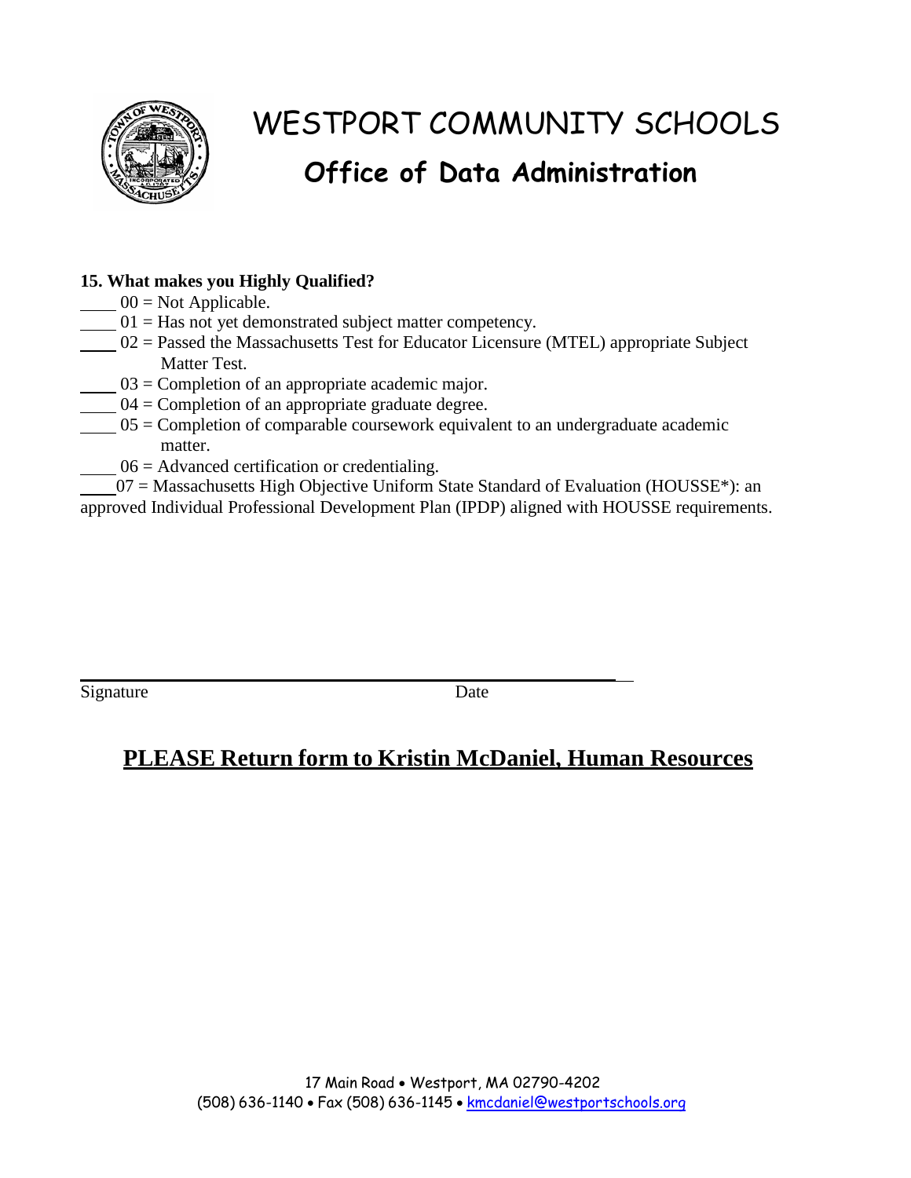# WESTPORT COMMUNITY SCHOOLS

## Office of Data Administration

**15. What makes you Highly Qualified?**

____ 00 = Not Applicable.
____ 01 = Has not yet demonstrated subject matter competency.
____ 02 = Passed the Massachusetts Test for Educator Licensure (MTEL) appropriate Subject Matter Test.
____ 03 = Completion of an appropriate academic major.
____ 04 = Completion of an appropriate graduate degree.
____ 05 = Completion of comparable coursework equivalent to an undergraduate academic matter.
____ 06 = Advanced certification or credentialing.
____ 07 = Massachusetts High Objective Uniform State Standard of Evaluation (HOUSSE*): an approved Individual Professional Development Plan (IPDP) aligned with HOUSSE requirements.

_______________________________________________

Signature                                        Date

## **PLEASE Return form to Kristin McDaniel, Human Resources**

17 Main Road • Westport, MA 02790-4202
(508) 636-1140 • Fax (508) 636-1145 • kmcdaniel@westportschools.org